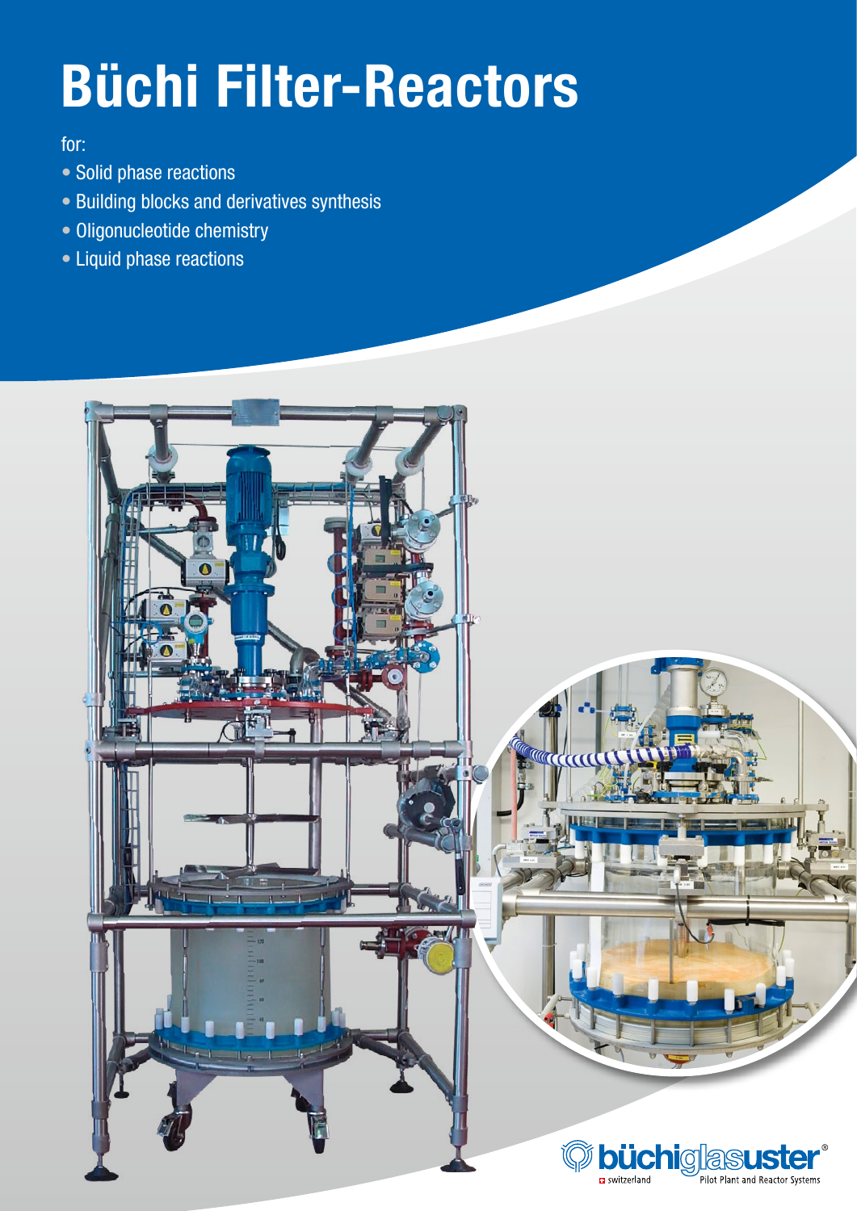# Büchi Filter-Reactors

for:

- Solid phase reactions
- Building blocks and derivatives synthesis
- Oligonucleotide chemistry
- Liquid phase reactions

büchiglasuster® switzerland Pilot Plant and Reactor Systems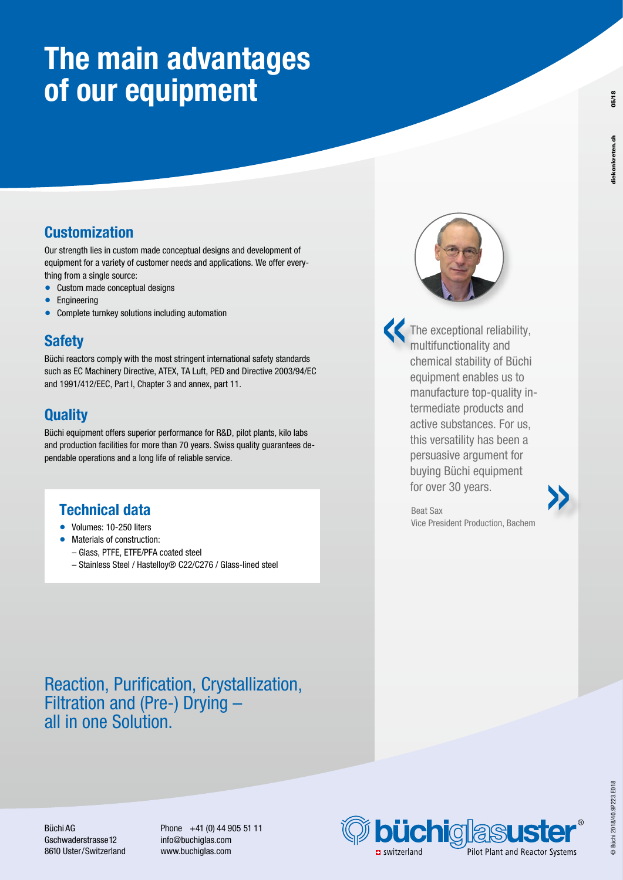# The main advantages of our equipment

## Customization

Our strength lies in custom made conceptual designs and development of equipment for a variety of customer needs and applications. We offer everything from a single source:

- Custom made conceptual designs
- Engineering
- Complete turnkey solutions including automation

## Safety

Büchi reactors comply with the most stringent international safety standards such as EC Machinery Directive, ATEX, TA Luft, PED and Directive 2003/94/EC and 1991/412/EEC, Part I, Chapter 3 and annex, part 11.

## Quality

Büchi equipment offers superior performance for R&D, pilot plants, kilo labs and production facilities for more than 70 years. Swiss quality guarantees dependable operations and a long life of reliable service.

## Technical data

- Volumes: 10-250 liters
- Materials of construction:
  - Glass, PTFE, ETFE/PFA coated steel
  - Stainless Steel / Hastelloy® C22/C276 / Glass-lined steel

« The exceptional reliability, multifunctionality and chemical stability of Büchi equipment enables us to manufacture top-quality intermediate products and active substances. For us, this versatility has been a persuasive argument for buying Büchi equipment for over 30 years. »

Beat Sax
Vice President Production, Bachem

Reaction, Purification, Crystallization, Filtration and (Pre-) Drying – all in one Solution.

Büchi AG
Gschwaderstrasse 12
8610 Uster/Switzerland

Phone +41 (0) 44 905 51 11
info@buchiglas.com
www.buchiglas.com

büchiglasuster® switzerland Pilot Plant and Reactor Systems

© Büchi 2018/40.9P223.E018